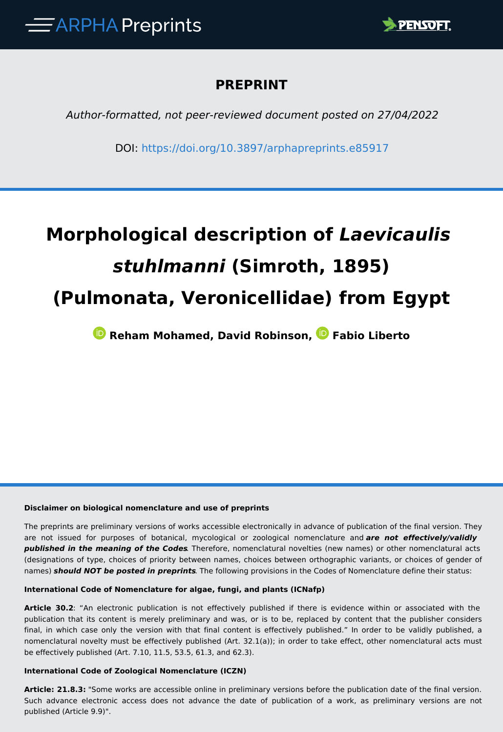ARPHA Preprints

# PREPRINT

*Author-formatted, not peer-reviewed document posted on 27/04/2022*

DOI: https://doi.org/10.3897/arphapreprints.e85917

# Morphological description of *Laevicaulis stuhlmanni* (Simroth, 1895) (Pulmonata, Veronicellidae) from Egypt

**Reham Mohamed, David Robinson, Fabio Liberto**

**Disclaimer on biological nomenclature and use of preprints**

The preprints are preliminary versions of works accessible electronically in advance of publication of the final version. They are not issued for purposes of botanical, mycological or zoological nomenclature and ***are not effectively/validly published in the meaning of the Codes***. Therefore, nomenclatural novelties (new names) or other nomenclatural acts (designations of type, choices of priority between names, choices between orthographic variants, or choices of gender of names) ***should NOT be posted in preprints***. The following provisions in the Codes of Nomenclature define their status:

**International Code of Nomenclature for algae, fungi, and plants (ICNafp)**

**Article 30.2**: "An electronic publication is not effectively published if there is evidence within or associated with the publication that its content is merely preliminary and was, or is to be, replaced by content that the publisher considers final, in which case only the version with that final content is effectively published." In order to be validly published, a nomenclatural novelty must be effectively published (Art. 32.1(a)); in order to take effect, other nomenclatural acts must be effectively published (Art. 7.10, 11.5, 53.5, 61.3, and 62.3).

**International Code of Zoological Nomenclature (ICZN)**

**Article: 21.8.3:** "Some works are accessible online in preliminary versions before the publication date of the final version. Such advance electronic access does not advance the date of publication of a work, as preliminary versions are not published (Article 9.9)".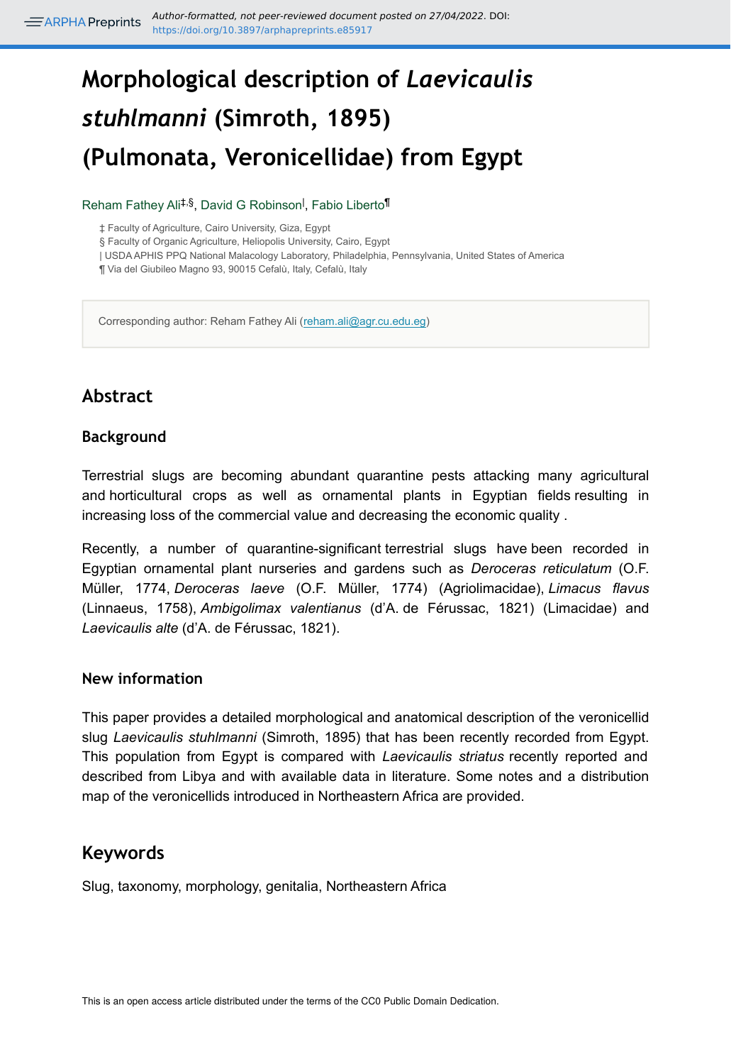# Morphological description of *Laevicaulis stuhlmanni* (Simroth, 1895) (Pulmonata, Veronicellidae) from Egypt

Reham Fathey Ali[‡,§], David G Robinson[|], Fabio Liberto[¶]

‡ Faculty of Agriculture, Cairo University, Giza, Egypt
§ Faculty of Organic Agriculture, Heliopolis University, Cairo, Egypt
| USDA APHIS PPQ National Malacology Laboratory, Philadelphia, Pennsylvania, United States of America
¶ Via del Giubileo Magno 93, 90015 Cefalù, Italy, Cefalù, Italy

Corresponding author: Reham Fathey Ali (reham.ali@agr.cu.edu.eg)

## Abstract

### Background

Terrestrial slugs are becoming abundant quarantine pests attacking many agricultural and horticultural crops as well as ornamental plants in Egyptian fields resulting in increasing loss of the commercial value and decreasing the economic quality .

Recently, a number of quarantine-significant terrestrial slugs have been recorded in Egyptian ornamental plant nurseries and gardens such as *Deroceras reticulatum* (O.F. Müller, 1774, *Deroceras laeve* (O.F. Müller, 1774) (Agriolimacidae), *Limacus flavus* (Linnaeus, 1758), *Ambigolimax valentianus* (d'A. de Férussac, 1821) (Limacidae) and *Laevicaulis alte* (d'A. de Férussac, 1821).

### New information

This paper provides a detailed morphological and anatomical description of the veronicellid slug *Laevicaulis stuhlmanni* (Simroth, 1895) that has been recently recorded from Egypt. This population from Egypt is compared with *Laevicaulis striatus* recently reported and described from Libya and with available data in literature. Some notes and a distribution map of the veronicellids introduced in Northeastern Africa are provided.

## Keywords

Slug, taxonomy, morphology, genitalia, Northeastern Africa

This is an open access article distributed under the terms of the CC0 Public Domain Dedication.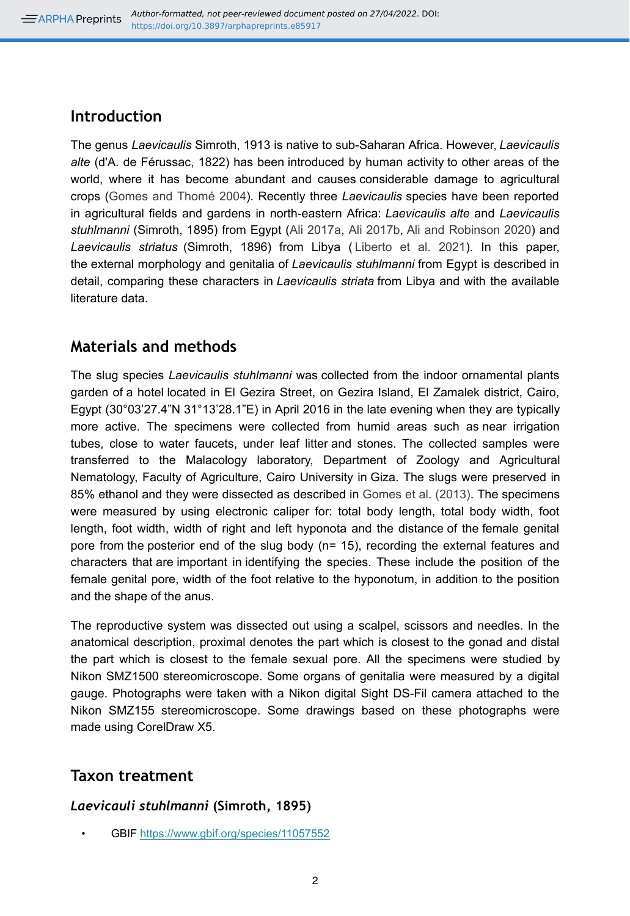## Introduction

The genus *Laevicaulis* Simroth, 1913 is native to sub-Saharan Africa. However, *Laevicaulis alte* (d'A. de Férussac, 1822) has been introduced by human activity to other areas of the world, where it has become abundant and causes considerable damage to agricultural crops (Gomes and Thomé 2004). Recently three *Laevicaulis* species have been reported in agricultural fields and gardens in north-eastern Africa: *Laevicaulis alte* and *Laevicaulis stuhlmanni* (Simroth, 1895) from Egypt (Ali 2017a, Ali 2017b, Ali and Robinson 2020) and *Laevicaulis striatus* (Simroth, 1896) from Libya (Liberto et al. 2021). In this paper, the external morphology and genitalia of *Laevicaulis stuhlmanni* from Egypt is described in detail, comparing these characters in *Laevicaulis striata* from Libya and with the available literature data.

## Materials and methods

The slug species *Laevicaulis stuhlmanni* was collected from the indoor ornamental plants garden of a hotel located in El Gezira Street, on Gezira Island, El Zamalek district, Cairo, Egypt (30°03'27.4"N 31°13'28.1"E) in April 2016 in the late evening when they are typically more active. The specimens were collected from humid areas such as near irrigation tubes, close to water faucets, under leaf litter and stones. The collected samples were transferred to the Malacology laboratory, Department of Zoology and Agricultural Nematology, Faculty of Agriculture, Cairo University in Giza. The slugs were preserved in 85% ethanol and they were dissected as described in Gomes et al. (2013). The specimens were measured by using electronic caliper for: total body length, total body width, foot length, foot width, width of right and left hyponota and the distance of the female genital pore from the posterior end of the slug body (n= 15), recording the external features and characters that are important in identifying the species. These include the position of the female genital pore, width of the foot relative to the hyponotum, in addition to the position and the shape of the anus.

The reproductive system was dissected out using a scalpel, scissors and needles. In the anatomical description, proximal denotes the part which is closest to the gonad and distal the part which is closest to the female sexual pore. All the specimens were studied by Nikon SMZ1500 stereomicroscope. Some organs of genitalia were measured by a digital gauge. Photographs were taken with a Nikon digital Sight DS-Fil camera attached to the Nikon SMZ155 stereomicroscope. Some drawings based on these photographs were made using CorelDraw X5.

## Taxon treatment

### *Laevicauli stuhlmanni* (Simroth, 1895)

- GBIF https://www.gbif.org/species/11057552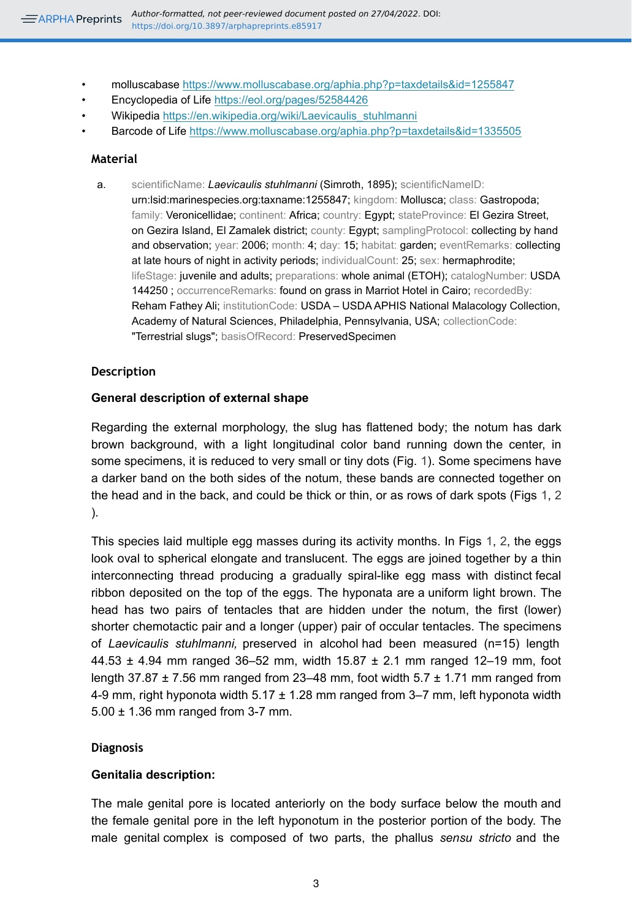- molluscabase https://www.molluscabase.org/aphia.php?p=taxdetails&id=1255847
- Encyclopedia of Life https://eol.org/pages/52584426
- Wikipedia https://en.wikipedia.org/wiki/Laevicaulis_stuhlmanni
- Barcode of Life https://www.molluscabase.org/aphia.php?p=taxdetails&id=1335505

## Material

a. scientificName: *Laevicaulis stuhlmanni* (Simroth, 1895); scientificNameID: urn:lsid:marinespecies.org:taxname:1255847; kingdom: Mollusca; class: Gastropoda; family: Veronicellidae; continent: Africa; country: Egypt; stateProvince: El Gezira Street, on Gezira Island, El Zamalek district; county: Egypt; samplingProtocol: collecting by hand and observation; year: 2006; month: 4; day: 15; habitat: garden; eventRemarks: collecting at late hours of night in activity periods; individualCount: 25; sex: hermaphrodite; lifeStage: juvenile and adults; preparations: whole animal (ETOH); catalogNumber: USDA 144250 ; occurrenceRemarks: found on grass in Marriot Hotel in Cairo; recordedBy: Reham Fathey Ali; institutionCode: USDA – USDA APHIS National Malacology Collection, Academy of Natural Sciences, Philadelphia, Pennsylvania, USA; collectionCode: "Terrestrial slugs"; basisOfRecord: PreservedSpecimen

## Description

### General description of external shape

Regarding the external morphology, the slug has flattened body; the notum has dark brown background, with a light longitudinal color band running down the center, in some specimens, it is reduced to very small or tiny dots (Fig. 1). Some specimens have a darker band on the both sides of the notum, these bands are connected together on the head and in the back, and could be thick or thin, or as rows of dark spots (Figs 1, 2 ).

This species laid multiple egg masses during its activity months. In Figs 1, 2, the eggs look oval to spherical elongate and translucent. The eggs are joined together by a thin interconnecting thread producing a gradually spiral-like egg mass with distinct fecal ribbon deposited on the top of the eggs. The hyponata are a uniform light brown. The head has two pairs of tentacles that are hidden under the notum, the first (lower) shorter chemotactic pair and a longer (upper) pair of occular tentacles. The specimens of *Laevicaulis stuhlmanni,* preserved in alcohol had been measured (n=15) length 44.53 ± 4.94 mm ranged 36–52 mm, width 15.87 ± 2.1 mm ranged 12–19 mm, foot length 37.87 ± 7.56 mm ranged from 23–48 mm, foot width 5.7 ± 1.71 mm ranged from 4-9 mm, right hyponota width 5.17 ± 1.28 mm ranged from 3–7 mm, left hyponota width 5.00 ± 1.36 mm ranged from 3-7 mm.

## Diagnosis

### Genitalia description:

The male genital pore is located anteriorly on the body surface below the mouth and the female genital pore in the left hyponotum in the posterior portion of the body. The male genital complex is composed of two parts, the phallus *sensu stricto* and the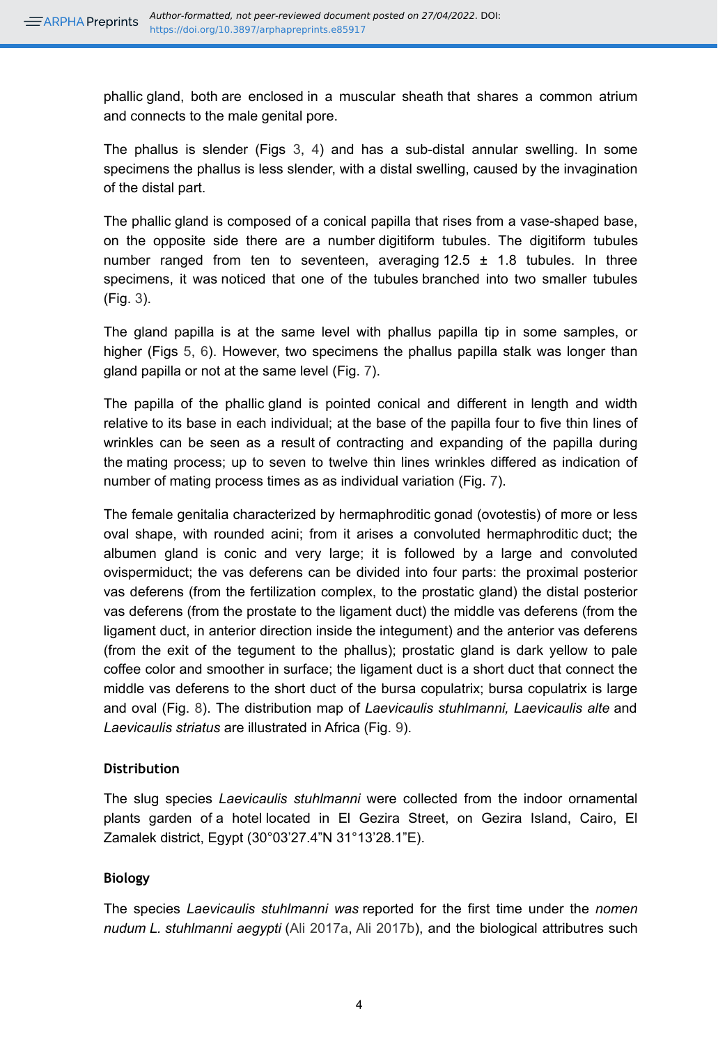phallic gland, both are enclosed in a muscular sheath that shares a common atrium and connects to the male genital pore.

The phallus is slender (Figs 3, 4) and has a sub-distal annular swelling. In some specimens the phallus is less slender, with a distal swelling, caused by the invagination of the distal part.

The phallic gland is composed of a conical papilla that rises from a vase-shaped base, on the opposite side there are a number digitiform tubules. The digitiform tubules number ranged from ten to seventeen, averaging 12.5 ± 1.8 tubules. In three specimens, it was noticed that one of the tubules branched into two smaller tubules (Fig. 3).

The gland papilla is at the same level with phallus papilla tip in some samples, or higher (Figs 5, 6). However, two specimens the phallus papilla stalk was longer than gland papilla or not at the same level (Fig. 7).

The papilla of the phallic gland is pointed conical and different in length and width relative to its base in each individual; at the base of the papilla four to five thin lines of wrinkles can be seen as a result of contracting and expanding of the papilla during the mating process; up to seven to twelve thin lines wrinkles differed as indication of number of mating process times as as individual variation (Fig. 7).

The female genitalia characterized by hermaphroditic gonad (ovotestis) of more or less oval shape, with rounded acini; from it arises a convoluted hermaphroditic duct; the albumen gland is conic and very large; it is followed by a large and convoluted ovispermiduct; the vas deferens can be divided into four parts: the proximal posterior vas deferens (from the fertilization complex, to the prostatic gland) the distal posterior vas deferens (from the prostate to the ligament duct) the middle vas deferens (from the ligament duct, in anterior direction inside the integument) and the anterior vas deferens (from the exit of the tegument to the phallus); prostatic gland is dark yellow to pale coffee color and smoother in surface; the ligament duct is a short duct that connect the middle vas deferens to the short duct of the bursa copulatrix; bursa copulatrix is large and oval (Fig. 8). The distribution map of *Laevicaulis stuhlmanni, Laevicaulis alte* and *Laevicaulis striatus* are illustrated in Africa (Fig. 9).

### Distribution

The slug species *Laevicaulis stuhlmanni* were collected from the indoor ornamental plants garden of a hotel located in El Gezira Street, on Gezira Island, Cairo, El Zamalek district, Egypt (30°03'27.4"N 31°13'28.1"E).

### Biology

The species *Laevicaulis stuhlmanni was* reported for the first time under the *nomen nudum L. stuhlmanni aegypti* (Ali 2017a, Ali 2017b), and the biological attributres such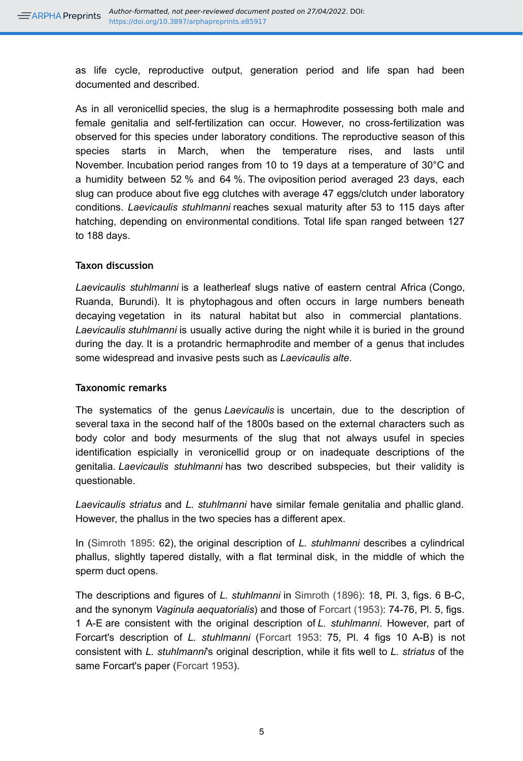as life cycle, reproductive output, generation period and life span had been documented and described.

As in all veronicellid species, the slug is a hermaphrodite possessing both male and female genitalia and self-fertilization can occur. However, no cross-fertilization was observed for this species under laboratory conditions. The reproductive season of this species starts in March, when the temperature rises, and lasts until November. Incubation period ranges from 10 to 19 days at a temperature of 30°C and a humidity between 52 % and 64 %. The oviposition period averaged 23 days, each slug can produce about five egg clutches with average 47 eggs/clutch under laboratory conditions. *Laevicaulis stuhlmanni* reaches sexual maturity after 53 to 115 days after hatching, depending on environmental conditions. Total life span ranged between 127 to 188 days.

#### Taxon discussion

*Laevicaulis stuhlmanni* is a leatherleaf slugs native of eastern central Africa (Congo, Ruanda, Burundi). It is phytophagous and often occurs in large numbers beneath decaying vegetation in its natural habitat but also in commercial plantations. *Laevicaulis stuhlmanni* is usually active during the night while it is buried in the ground during the day. It is a protandric hermaphrodite and member of a genus that includes some widespread and invasive pests such as *Laevicaulis alte*.

#### Taxonomic remarks

The systematics of the genus *Laevicaulis* is uncertain, due to the description of several taxa in the second half of the 1800s based on the external characters such as body color and body mesurments of the slug that not always usufel in species identification espicially in veronicellid group or on inadequate descriptions of the genitalia. *Laevicaulis stuhlmanni* has two described subspecies, but their validity is questionable.

*Laevicaulis striatus* and *L. stuhlmanni* have similar female genitalia and phallic gland. However, the phallus in the two species has a different apex.

In (Simroth 1895: 62), the original description of *L. stuhlmanni* describes a cylindrical phallus, slightly tapered distally, with a flat terminal disk, in the middle of which the sperm duct opens.

The descriptions and figures of *L. stuhlmanni* in Simroth (1896): 18, Pl. 3, figs. 6 B-C, and the synonym *Vaginula aequatorialis*) and those of Forcart (1953): 74-76, Pl. 5, figs. 1 A-E are consistent with the original description of *L. stuhlmanni*. However, part of Forcart's description of *L. stuhlmanni* (Forcart 1953: 75, Pl. 4 figs 10 A-B) is not consistent with *L. stuhlmanni*'s original description, while it fits well to *L. striatus* of the same Forcart's paper (Forcart 1953).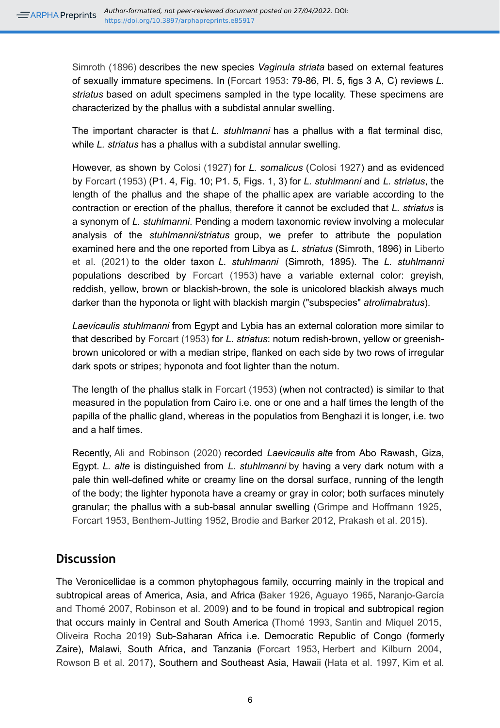Simroth (1896) describes the new species *Vaginula striata* based on external features of sexually immature specimens. In (Forcart 1953: 79-86, Pl. 5, figs 3 A, C) reviews *L. striatus* based on adult specimens sampled in the type locality. These specimens are characterized by the phallus with a subdistal annular swelling.

The important character is that *L. stuhlmanni* has a phallus with a flat terminal disc, while *L. striatus* has a phallus with a subdistal annular swelling.

However, as shown by Colosi (1927) for *L. somalicus* (Colosi 1927) and as evidenced by Forcart (1953) (P1. 4, Fig. 10; P1. 5, Figs. 1, 3) for *L. stuhlmanni* and *L. striatus*, the length of the phallus and the shape of the phallic apex are variable according to the contraction or erection of the phallus, therefore it cannot be excluded that *L. striatus* is a synonym of *L. stuhlmanni*. Pending a modern taxonomic review involving a molecular analysis of the *stuhlmanni/striatus* group, we prefer to attribute the population examined here and the one reported from Libya as *L. striatus* (Simroth, 1896) in Liberto et al. (2021) to the older taxon *L. stuhlmanni* (Simroth, 1895). The *L. stuhlmanni* populations described by Forcart (1953) have a variable external color: greyish, reddish, yellow, brown or blackish-brown, the sole is unicolored blackish always much darker than the hyponota or light with blackish margin ("subspecies" *atrolimabratus*).

*Laevicaulis stuhlmanni* from Egypt and Lybia has an external coloration more similar to that described by Forcart (1953) for *L. striatus*: notum redish-brown, yellow or greenish-brown unicolored or with a median stripe, flanked on each side by two rows of irregular dark spots or stripes; hyponota and foot lighter than the notum.

The length of the phallus stalk in Forcart (1953) (when not contracted) is similar to that measured in the population from Cairo i.e. one or one and a half times the length of the papilla of the phallic gland, whereas in the populatios from Benghazi it is longer, i.e. two and a half times.

Recently, Ali and Robinson (2020) recorded *Laevicaulis alte* from Abo Rawash, Giza, Egypt. *L. alte* is distinguished from *L. stuhlmanni* by having a very dark notum with a pale thin well-defined white or creamy line on the dorsal surface, running of the length of the body; the lighter hyponota have a creamy or gray in color; both surfaces minutely granular; the phallus with a sub-basal annular swelling (Grimpe and Hoffmann 1925, Forcart 1953, Benthem-Jutting 1952, Brodie and Barker 2012, Prakash et al. 2015).

## Discussion

The Veronicellidae is a common phytophagous family, occurring mainly in the tropical and subtropical areas of America, Asia, and Africa (Baker 1926, Aguayo 1965, Naranjo-García and Thomé 2007, Robinson et al. 2009) and to be found in tropical and subtropical region that occurs mainly in Central and South America (Thomé 1993, Santin and Miquel 2015, Oliveira Rocha 2019) Sub-Saharan Africa i.e. Democratic Republic of Congo (formerly Zaire), Malawi, South Africa, and Tanzania (Forcart 1953, Herbert and Kilburn 2004, Rowson B et al. 2017), Southern and Southeast Asia, Hawaii (Hata et al. 1997, Kim et al.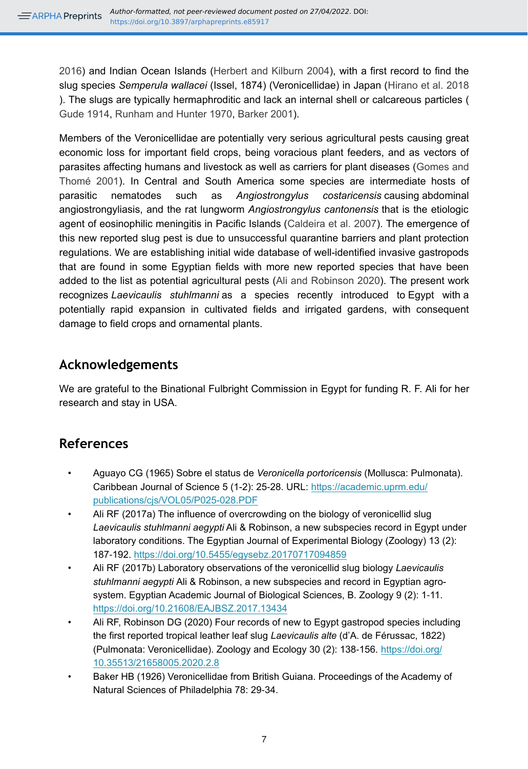2016) and Indian Ocean Islands (Herbert and Kilburn 2004), with a first record to find the slug species *Semperula wallacei* (Issel, 1874) (Veronicellidae) in Japan (Hirano et al. 2018 ). The slugs are typically hermaphroditic and lack an internal shell or calcareous particles ( Gude 1914, Runham and Hunter 1970, Barker 2001).

Members of the Veronicellidae are potentially very serious agricultural pests causing great economic loss for important field crops, being voracious plant feeders, and as vectors of parasites affecting humans and livestock as well as carriers for plant diseases (Gomes and Thomé 2001). In Central and South America some species are intermediate hosts of parasitic nematodes such as *Angiostrongylus costaricensis* causing abdominal angiostrongyliasis, and the rat lungworm *Angiostrongylus cantonensis* that is the etiologic agent of eosinophilic meningitis in Pacific Islands (Caldeira et al. 2007). The emergence of this new reported slug pest is due to unsuccessful quarantine barriers and plant protection regulations. We are establishing initial wide database of well-identified invasive gastropods that are found in some Egyptian fields with more new reported species that have been added to the list as potential agricultural pests (Ali and Robinson 2020). The present work recognizes *Laevicaulis stuhlmanni* as a species recently introduced to Egypt with a potentially rapid expansion in cultivated fields and irrigated gardens, with consequent damage to field crops and ornamental plants.

## Acknowledgements

We are grateful to the Binational Fulbright Commission in Egypt for funding R. F. Ali for her research and stay in USA.

## References

- Aguayo CG (1965) Sobre el status de *Veronicella portoricensis* (Mollusca: Pulmonata). Caribbean Journal of Science 5 (1-2): 25-28. URL: https://academic.uprm.edu/publications/cjs/VOL05/P025-028.PDF
- Ali RF (2017a) The influence of overcrowding on the biology of veronicellid slug *Laevicaulis stuhlmanni aegypti* Ali & Robinson, a new subspecies record in Egypt under laboratory conditions. The Egyptian Journal of Experimental Biology (Zoology) 13 (2): 187-192. https://doi.org/10.5455/egysebz.20170717094859
- Ali RF (2017b) Laboratory observations of the veronicellid slug biology *Laevicaulis stuhlmanni aegypti* Ali & Robinson, a new subspecies and record in Egyptian agro-system. Egyptian Academic Journal of Biological Sciences, B. Zoology 9 (2): 1-11. https://doi.org/10.21608/EAJBSZ.2017.13434
- Ali RF, Robinson DG (2020) Four records of new to Egypt gastropod species including the first reported tropical leather leaf slug *Laevicaulis alte* (d'A. de Férussac, 1822) (Pulmonata: Veronicellidae). Zoology and Ecology 30 (2): 138-156. https://doi.org/10.35513/21658005.2020.2.8
- Baker HB (1926) Veronicellidae from British Guiana. Proceedings of the Academy of Natural Sciences of Philadelphia 78: 29-34.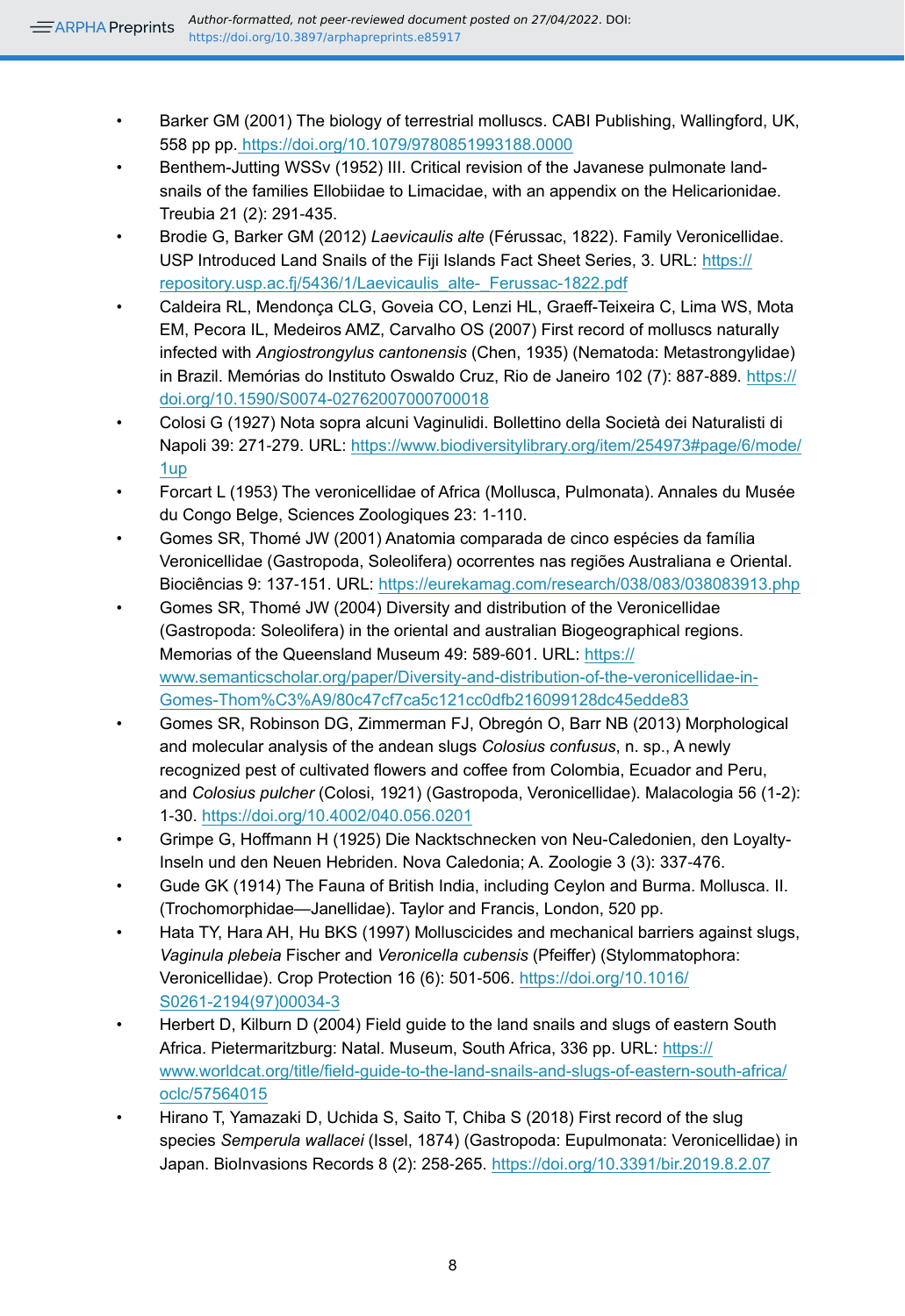- Barker GM (2001) The biology of terrestrial molluscs. CABI Publishing, Wallingford, UK, 558 pp pp. https://doi.org/10.1079/9780851993188.0000
- Benthem-Jutting WSSv (1952) III. Critical revision of the Javanese pulmonate land-snails of the families Ellobiidae to Limacidae, with an appendix on the Helicarionidae. Treubia 21 (2): 291-435.
- Brodie G, Barker GM (2012) *Laevicaulis alte* (Férussac, 1822). Family Veronicellidae. USP Introduced Land Snails of the Fiji Islands Fact Sheet Series, 3. URL: https://repository.usp.ac.fj/5436/1/Laevicaulis_alte-_Ferussac-1822.pdf
- Caldeira RL, Mendonça CLG, Goveia CO, Lenzi HL, Graeff-Teixeira C, Lima WS, Mota EM, Pecora IL, Medeiros AMZ, Carvalho OS (2007) First record of molluscs naturally infected with *Angiostrongylus cantonensis* (Chen, 1935) (Nematoda: Metastrongylidae) in Brazil. Memórias do Instituto Oswaldo Cruz, Rio de Janeiro 102 (7): 887-889. https://doi.org/10.1590/S0074-02762007000700018
- Colosi G (1927) Nota sopra alcuni Vaginulidi. Bollettino della Società dei Naturalisti di Napoli 39: 271-279. URL: https://www.biodiversitylibrary.org/item/254973#page/6/mode/1up
- Forcart L (1953) The veronicellidae of Africa (Mollusca, Pulmonata). Annales du Musée du Congo Belge, Sciences Zoologiques 23: 1-110.
- Gomes SR, Thomé JW (2001) Anatomia comparada de cinco espécies da família Veronicellidae (Gastropoda, Soleolifera) ocorrentes nas regiões Australiana e Oriental. Biociências 9: 137-151. URL: https://eurekamag.com/research/038/083/038083913.php
- Gomes SR, Thomé JW (2004) Diversity and distribution of the Veronicellidae (Gastropoda: Soleolifera) in the oriental and australian Biogeographical regions. Memorias of the Queensland Museum 49: 589-601. URL: https://www.semanticscholar.org/paper/Diversity-and-distribution-of-the-veronicellidae-in-Gomes-Thom%C3%A9/80c47cf7ca5c121cc0dfb216099128dc45edde83
- Gomes SR, Robinson DG, Zimmerman FJ, Obregón O, Barr NB (2013) Morphological and molecular analysis of the andean slugs *Colosius confusus*, n. sp., A newly recognized pest of cultivated flowers and coffee from Colombia, Ecuador and Peru, and *Colosius pulcher* (Colosi, 1921) (Gastropoda, Veronicellidae). Malacologia 56 (1-2): 1-30. https://doi.org/10.4002/040.056.0201
- Grimpe G, Hoffmann H (1925) Die Nacktschnecken von Neu-Caledonien, den Loyalty-Inseln und den Neuen Hebriden. Nova Caledonia; A. Zoologie 3 (3): 337-476.
- Gude GK (1914) The Fauna of British India, including Ceylon and Burma. Mollusca. II. (Trochomorphidae—Janellidae). Taylor and Francis, London, 520 pp.
- Hata TY, Hara AH, Hu BKS (1997) Molluscicides and mechanical barriers against slugs, *Vaginula plebeia* Fischer and *Veronicella cubensis* (Pfeiffer) (Stylommatophora: Veronicellidae). Crop Protection 16 (6): 501-506. https://doi.org/10.1016/S0261-2194(97)00034-3
- Herbert D, Kilburn D (2004) Field guide to the land snails and slugs of eastern South Africa. Pietermaritzburg: Natal. Museum, South Africa, 336 pp. URL: https://www.worldcat.org/title/field-guide-to-the-land-snails-and-slugs-of-eastern-south-africa/oclc/57564015
- Hirano T, Yamazaki D, Uchida S, Saito T, Chiba S (2018) First record of the slug species *Semperula wallacei* (Issel, 1874) (Gastropoda: Eupulmonata: Veronicellidae) in Japan. BioInvasions Records 8 (2): 258-265. https://doi.org/10.3391/bir.2019.8.2.07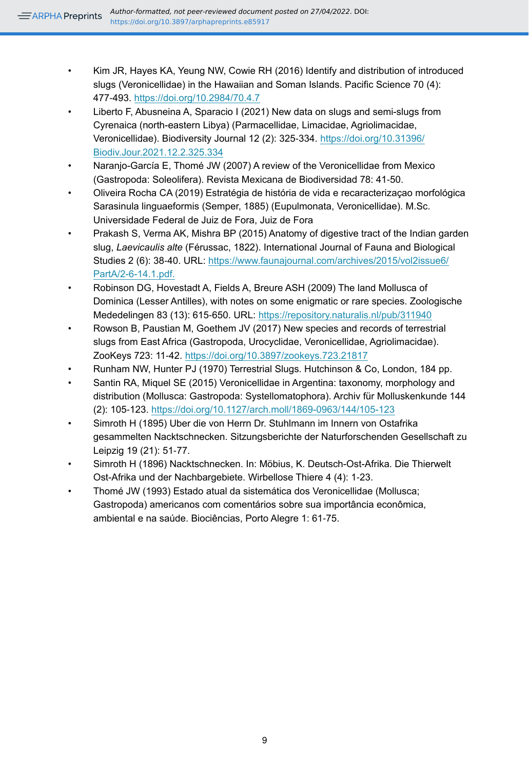- Kim JR, Hayes KA, Yeung NW, Cowie RH (2016) Identify and distribution of introduced slugs (Veronicellidae) in the Hawaiian and Soman Islands. Pacific Science 70 (4): 477-493. https://doi.org/10.2984/70.4.7
- Liberto F, Abusneina A, Sparacio I (2021) New data on slugs and semi-slugs from Cyrenaica (north-eastern Libya) (Parmacellidae, Limacidae, Agriolimacidae, Veronicellidae). Biodiversity Journal 12 (2): 325-334. https://doi.org/10.31396/Biodiv.Jour.2021.12.2.325.334
- Naranjo-García E, Thomé JW (2007) A review of the Veronicellidae from Mexico (Gastropoda: Soleolifera). Revista Mexicana de Biodiversidad 78: 41-50.
- Oliveira Rocha CA (2019) Estratégia de história de vida e recaracterizaçao morfológica Sarasinula linguaeformis (Semper, 1885) (Eupulmonata, Veronicellidae). M.Sc. Universidade Federal de Juiz de Fora, Juiz de Fora
- Prakash S, Verma AK, Mishra BP (2015) Anatomy of digestive tract of the Indian garden slug, *Laevicaulis alte* (Férussac, 1822). International Journal of Fauna and Biological Studies 2 (6): 38-40. URL: https://www.faunajournal.com/archives/2015/vol2issue6/PartA/2-6-14.1.pdf.
- Robinson DG, Hovestadt A, Fields A, Breure ASH (2009) The land Mollusca of Dominica (Lesser Antilles), with notes on some enigmatic or rare species. Zoologische Mededelingen 83 (13): 615-650. URL: https://repository.naturalis.nl/pub/311940
- Rowson B, Paustian M, Goethem JV (2017) New species and records of terrestrial slugs from East Africa (Gastropoda, Urocyclidae, Veronicellidae, Agriolimacidae). ZooKeys 723: 11-42. https://doi.org/10.3897/zookeys.723.21817
- Runham NW, Hunter PJ (1970) Terrestrial Slugs. Hutchinson & Co, London, 184 pp.
- Santin RA, Miquel SE (2015) Veronicellidae in Argentina: taxonomy, morphology and distribution (Mollusca: Gastropoda: Systellomatophora). Archiv für Molluskenkunde 144 (2): 105-123. https://doi.org/10.1127/arch.moll/1869-0963/144/105-123
- Simroth H (1895) Uber die von Herrn Dr. Stuhlmann im Innern von Ostafrika gesammelten Nacktschnecken. Sitzungsberichte der Naturforschenden Gesellschaft zu Leipzig 19 (21): 51-77.
- Simroth H (1896) Nacktschnecken. In: Möbius, K. Deutsch-Ost-Afrika. Die Thierwelt Ost-Afrika und der Nachbargebiete. Wirbellose Thiere 4 (4): 1-23.
- Thomé JW (1993) Estado atual da sistemática dos Veronicellidae (Mollusca; Gastropoda) americanos com comentários sobre sua importância econômica, ambiental e na saúde. Biociências, Porto Alegre 1: 61-75.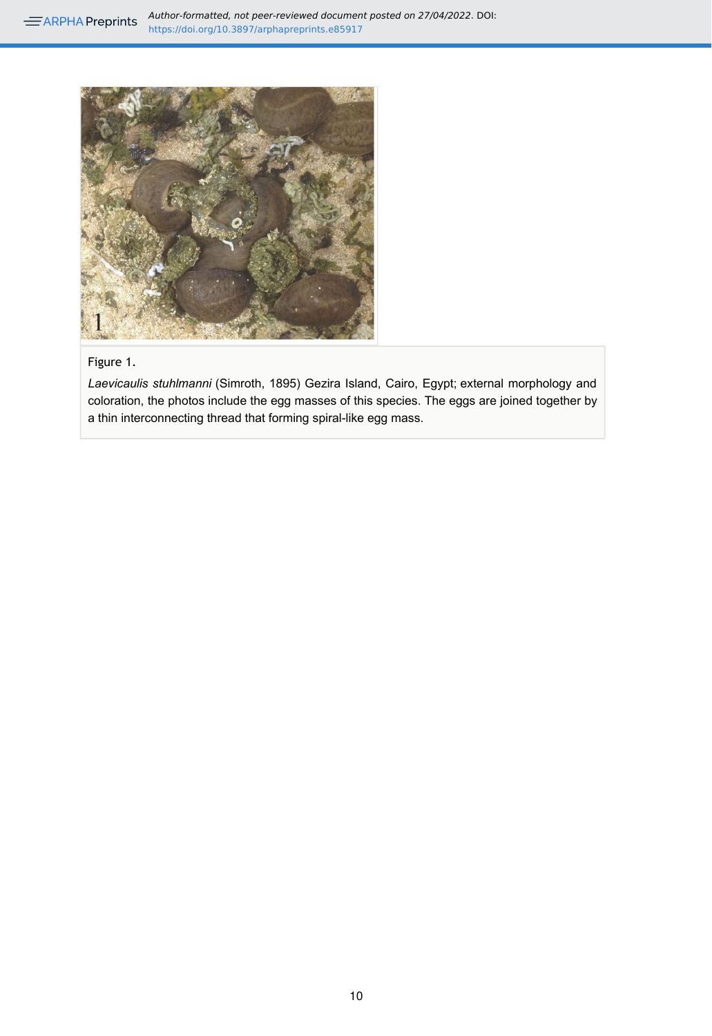Figure 1.

*Laevicaulis stuhlmanni* (Simroth, 1895) Gezira Island, Cairo, Egypt; external morphology and coloration, the photos include the egg masses of this species. The eggs are joined together by a thin interconnecting thread that forming spiral-like egg mass.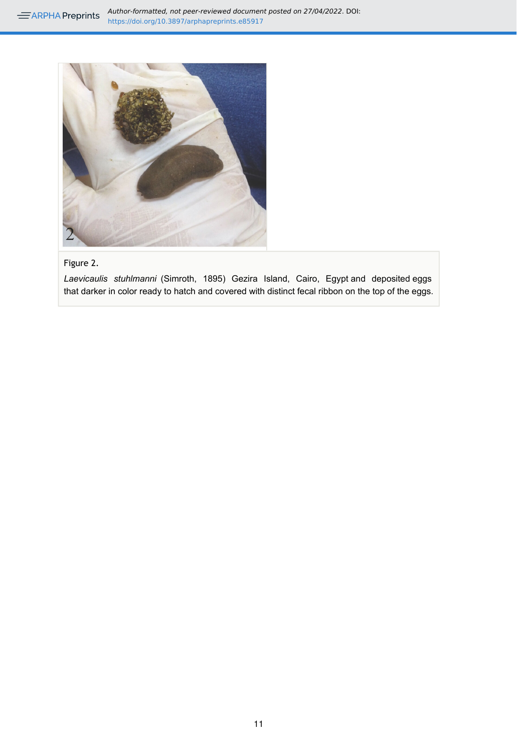Figure 2.

*Laevicaulis stuhlmanni* (Simroth, 1895) Gezira Island, Cairo, Egypt and deposited eggs that darker in color ready to hatch and covered with distinct fecal ribbon on the top of the eggs.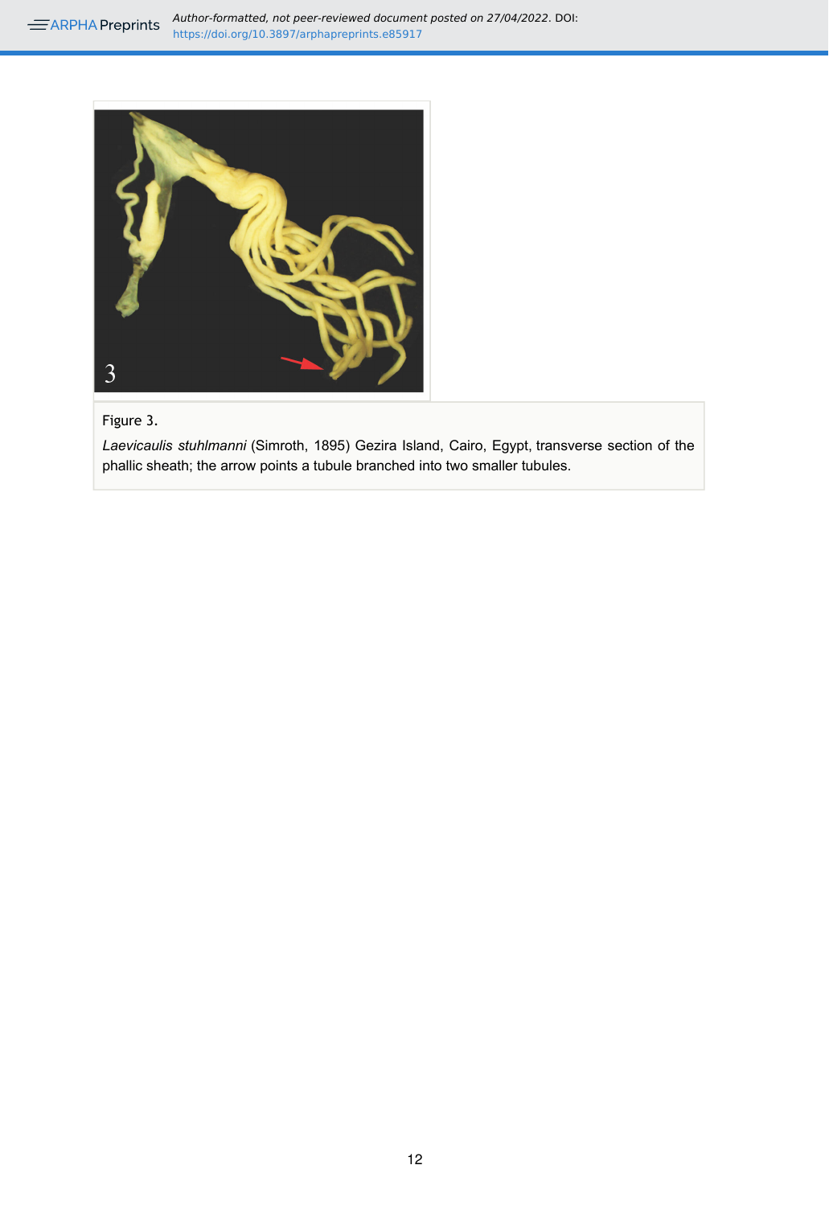Figure 3.

*Laevicaulis stuhlmanni* (Simroth, 1895) Gezira Island, Cairo, Egypt, transverse section of the phallic sheath; the arrow points a tubule branched into two smaller tubules.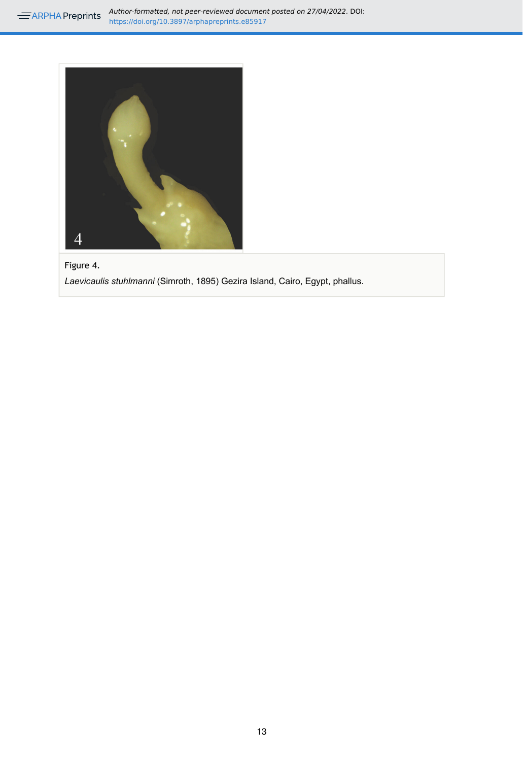Figure 4.

*Laevicaulis stuhlmanni* (Simroth, 1895) Gezira Island, Cairo, Egypt, phallus.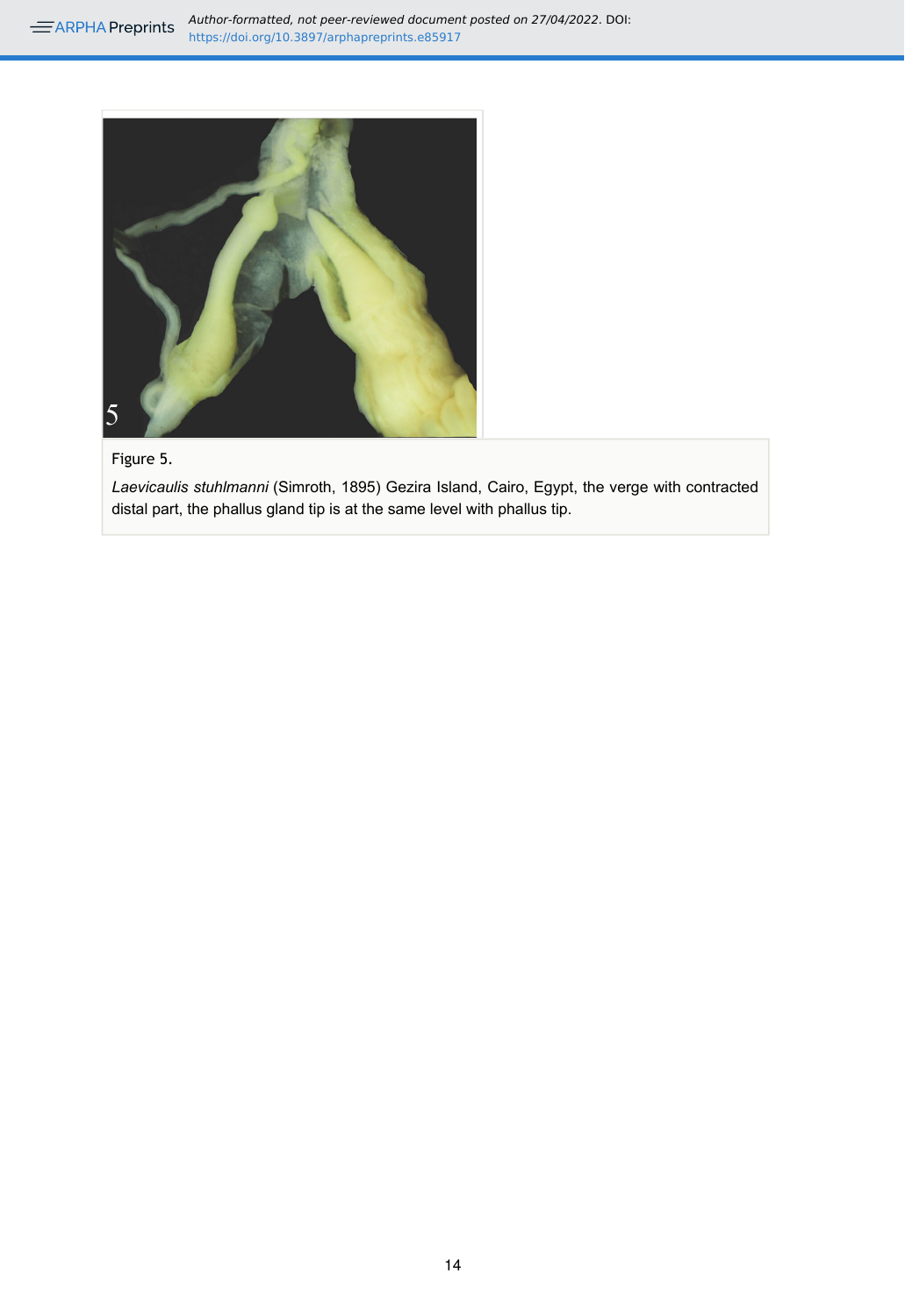Figure 5.

*Laevicaulis stuhlmanni* (Simroth, 1895) Gezira Island, Cairo, Egypt, the verge with contracted distal part, the phallus gland tip is at the same level with phallus tip.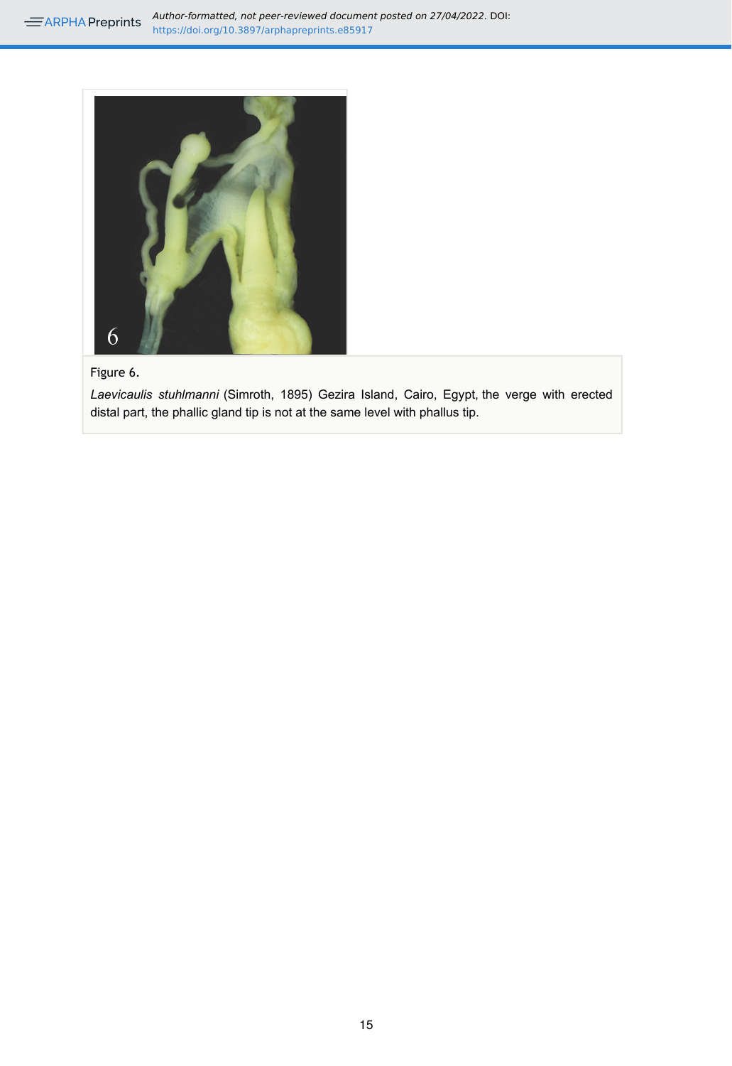Figure 6.

*Laevicaulis stuhlmanni* (Simroth, 1895) Gezira Island, Cairo, Egypt, the verge with erected distal part, the phallic gland tip is not at the same level with phallus tip.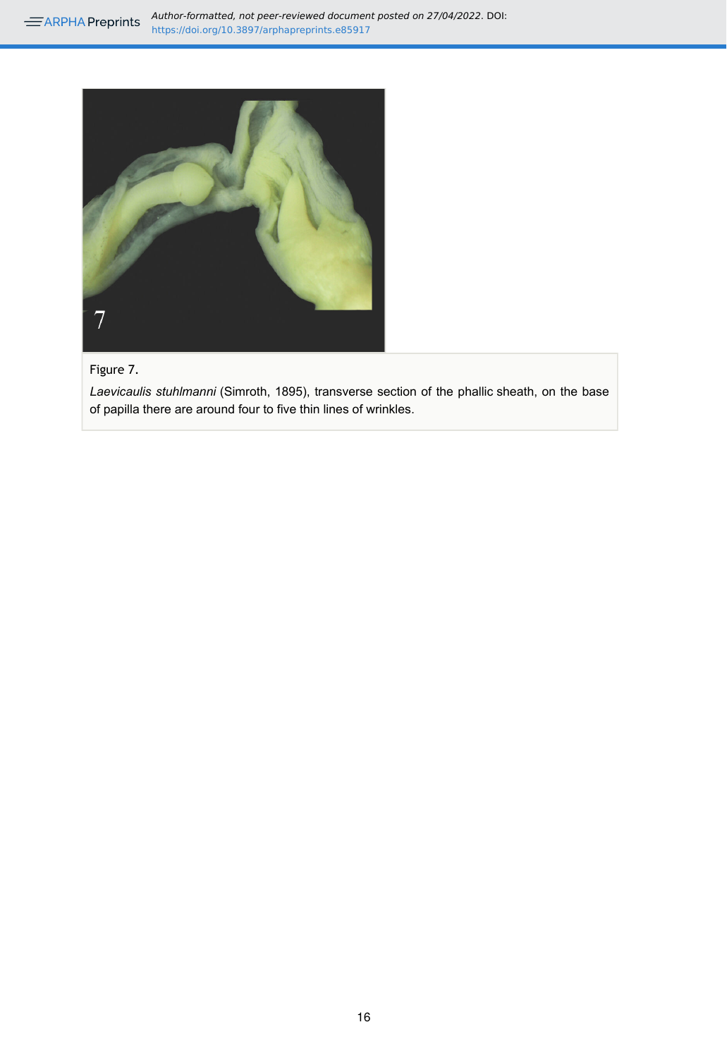Figure 7.

*Laevicaulis stuhlmanni* (Simroth, 1895), transverse section of the phallic sheath, on the base of papilla there are around four to five thin lines of wrinkles.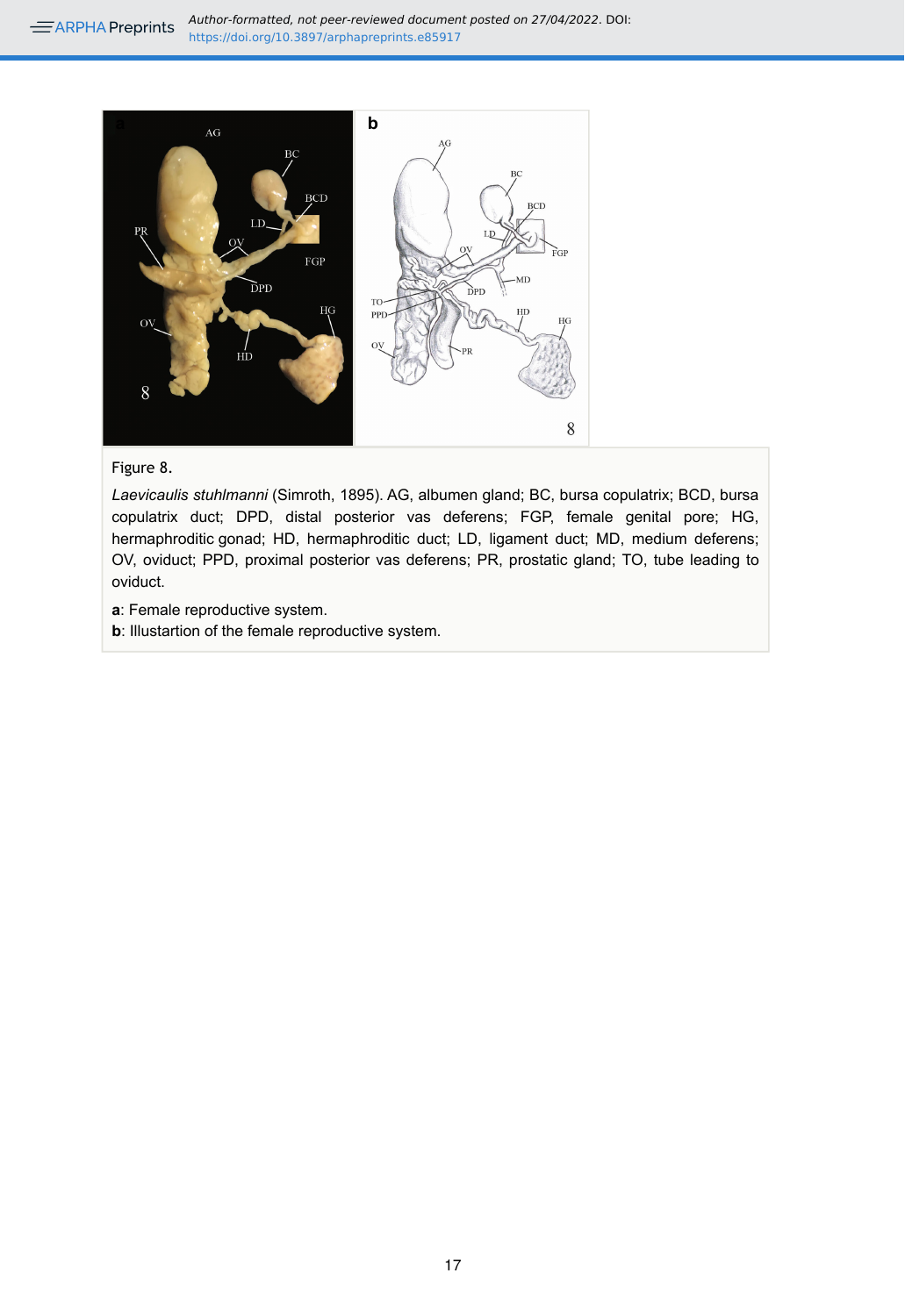Figure 8.

*Laevicaulis stuhlmanni* (Simroth, 1895). AG, albumen gland; BC, bursa copulatrix; BCD, bursa copulatrix duct; DPD, distal posterior vas deferens; FGP, female genital pore; HG, hermaphroditic gonad; HD, hermaphroditic duct; LD, ligament duct; MD, medium deferens; OV, oviduct; PPD, proximal posterior vas deferens; PR, prostatic gland; TO, tube leading to oviduct.

**a**: Female reproductive system.

**b**: Illustartion of the female reproductive system.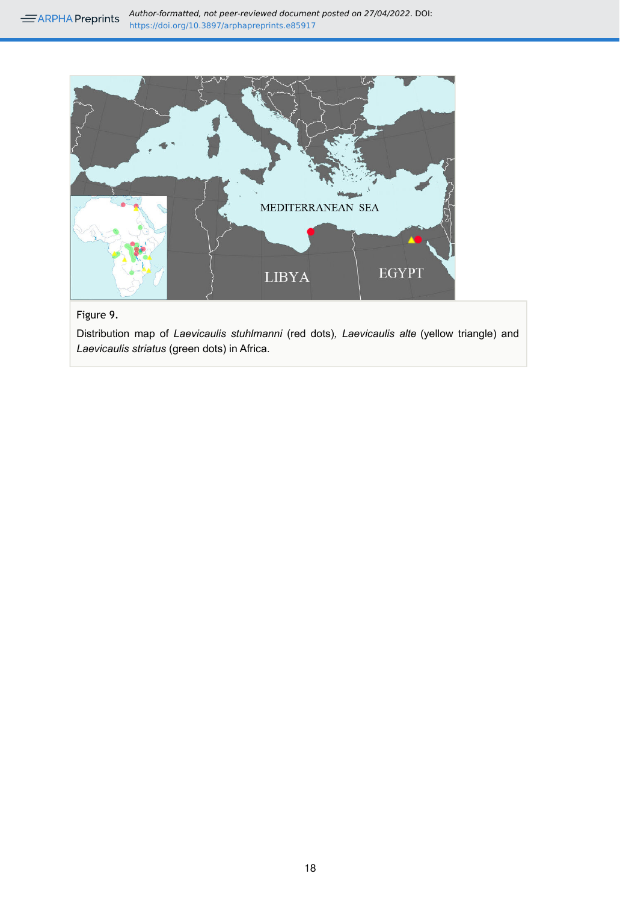MEDITERRANEAN SEA

LIBYA

EGYPT

Figure 9.

Distribution map of *Laevicaulis stuhlmanni* (red dots), *Laevicaulis alte* (yellow triangle) and *Laevicaulis striatus* (green dots) in Africa.